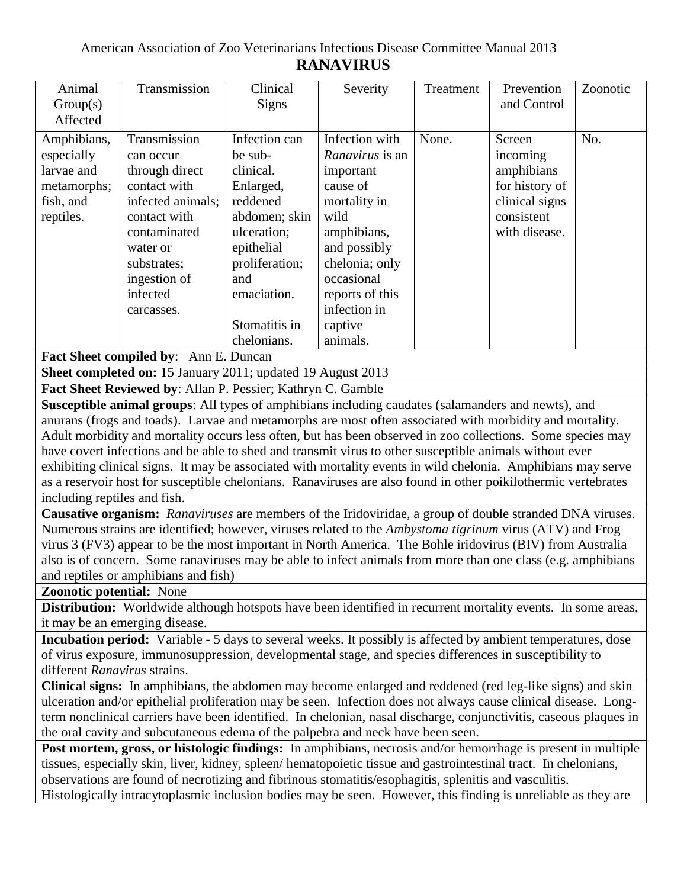American Association of Zoo Veterinarians Infectious Disease Committee Manual 2013

# RANAVIRUS

| Animal Group(s) Affected | Transmission | Clinical Signs | Severity | Treatment | Prevention and Control | Zoonotic |
|---|---|---|---|---|---|---|
| Amphibians, especially larvae and metamorphs; fish, and reptiles. | Transmission can occur through direct contact with infected animals; contact with contaminated water or substrates; ingestion of infected carcasses. | Infection can be sub-clinical. Enlarged, reddened abdomen; skin ulceration; epithelial proliferation; and emaciation. Stomatitis in chelonians. | Infection with *Ranavirus* is an important cause of mortality in wild amphibians, and possibly chelonia; only occasional reports of this infection in captive animals. | None. | Screen incoming amphibians for history of clinical signs consistent with disease. | No. |

**Fact Sheet compiled by**: Ann E. Duncan

**Sheet completed on:** 15 January 2011; updated 19 August 2013

**Fact Sheet Reviewed by**: Allan P. Pessier; Kathryn C. Gamble

**Susceptible animal groups**: All types of amphibians including caudates (salamanders and newts), and anurans (frogs and toads). Larvae and metamorphs are most often associated with morbidity and mortality. Adult morbidity and mortality occurs less often, but has been observed in zoo collections. Some species may have covert infections and be able to shed and transmit virus to other susceptible animals without ever exhibiting clinical signs. It may be associated with mortality events in wild chelonia. Amphibians may serve as a reservoir host for susceptible chelonians. Ranaviruses are also found in other poikilothermic vertebrates including reptiles and fish.

**Causative organism:** *Ranaviruses* are members of the Iridoviridae, a group of double stranded DNA viruses. Numerous strains are identified; however, viruses related to the *Ambystoma tigrinum* virus (ATV) and Frog virus 3 (FV3) appear to be the most important in North America. The Bohle iridovirus (BIV) from Australia also is of concern. Some ranaviruses may be able to infect animals from more than one class (e.g. amphibians and reptiles or amphibians and fish)

**Zoonotic potential:** None

**Distribution:** Worldwide although hotspots have been identified in recurrent mortality events. In some areas, it may be an emerging disease.

**Incubation period:** Variable - 5 days to several weeks. It possibly is affected by ambient temperatures, dose of virus exposure, immunosuppression, developmental stage, and species differences in susceptibility to different *Ranavirus* strains.

**Clinical signs:** In amphibians, the abdomen may become enlarged and reddened (red leg-like signs) and skin ulceration and/or epithelial proliferation may be seen. Infection does not always cause clinical disease. Long-term nonclinical carriers have been identified. In chelonian, nasal discharge, conjunctivitis, caseous plaques in the oral cavity and subcutaneous edema of the palpebra and neck have been seen.

**Post mortem, gross, or histologic findings:** In amphibians, necrosis and/or hemorrhage is present in multiple tissues, especially skin, liver, kidney, spleen/ hematopoietic tissue and gastrointestinal tract. In chelonians, observations are found of necrotizing and fibrinous stomatitis/esophagitis, splenitis and vasculitis. Histologically intracytoplasmic inclusion bodies may be seen. However, this finding is unreliable as they are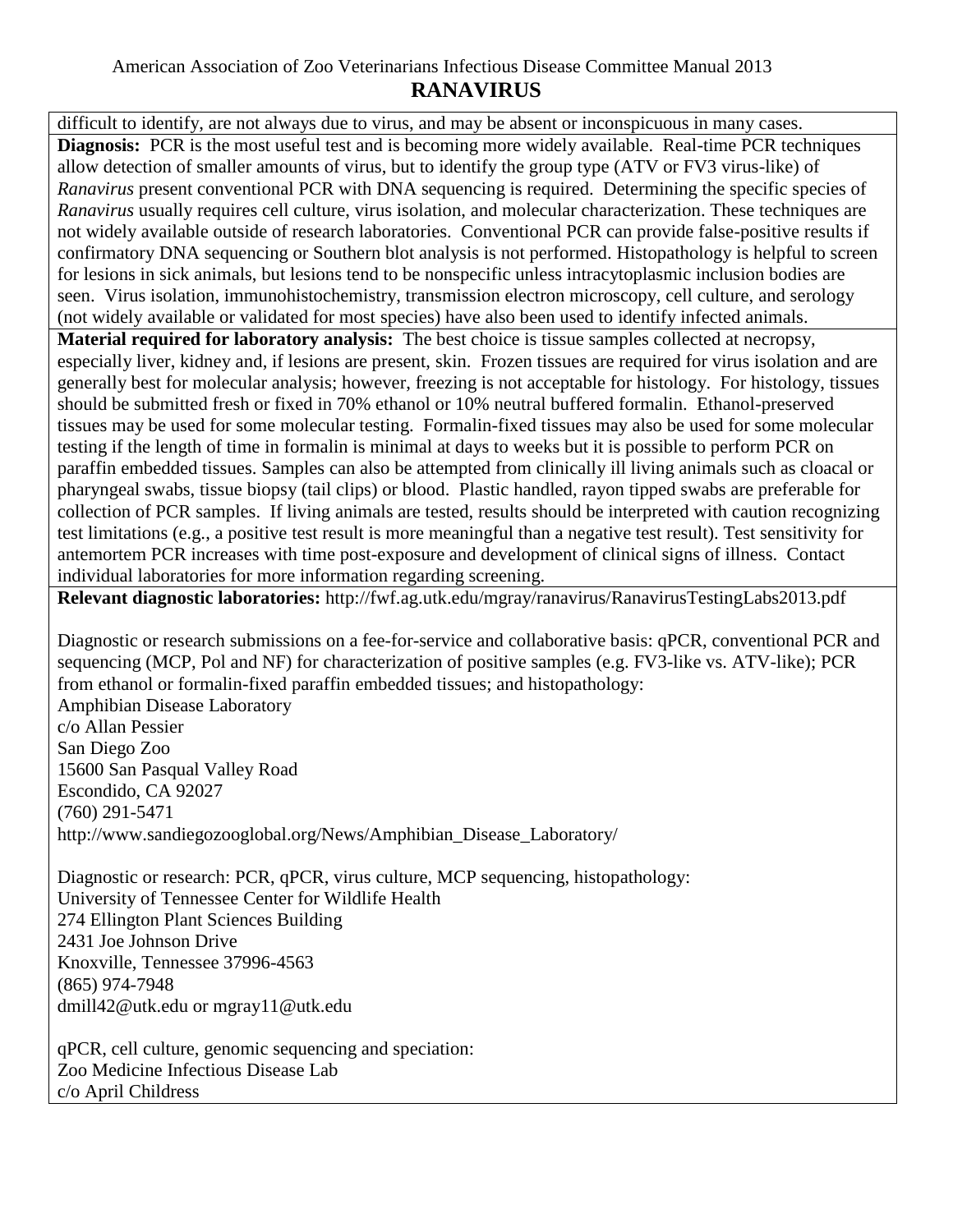difficult to identify, are not always due to virus, and may be absent or inconspicuous in many cases.

**Diagnosis:** PCR is the most useful test and is becoming more widely available. Real-time PCR techniques allow detection of smaller amounts of virus, but to identify the group type (ATV or FV3 virus-like) of *Ranavirus* present conventional PCR with DNA sequencing is required. Determining the specific species of *Ranavirus* usually requires cell culture, virus isolation, and molecular characterization. These techniques are not widely available outside of research laboratories. Conventional PCR can provide false-positive results if confirmatory DNA sequencing or Southern blot analysis is not performed. Histopathology is helpful to screen for lesions in sick animals, but lesions tend to be nonspecific unless intracytoplasmic inclusion bodies are seen. Virus isolation, immunohistochemistry, transmission electron microscopy, cell culture, and serology (not widely available or validated for most species) have also been used to identify infected animals.

**Material required for laboratory analysis:** The best choice is tissue samples collected at necropsy, especially liver, kidney and, if lesions are present, skin. Frozen tissues are required for virus isolation and are generally best for molecular analysis; however, freezing is not acceptable for histology. For histology, tissues should be submitted fresh or fixed in 70% ethanol or 10% neutral buffered formalin. Ethanol-preserved tissues may be used for some molecular testing. Formalin-fixed tissues may also be used for some molecular testing if the length of time in formalin is minimal at days to weeks but it is possible to perform PCR on paraffin embedded tissues. Samples can also be attempted from clinically ill living animals such as cloacal or pharyngeal swabs, tissue biopsy (tail clips) or blood. Plastic handled, rayon tipped swabs are preferable for collection of PCR samples. If living animals are tested, results should be interpreted with caution recognizing test limitations (e.g., a positive test result is more meaningful than a negative test result). Test sensitivity for antemortem PCR increases with time post-exposure and development of clinical signs of illness. Contact individual laboratories for more information regarding screening.

**Relevant diagnostic laboratories:** http://fwf.ag.utk.edu/mgray/ranavirus/RanavirusTestingLabs2013.pdf

Diagnostic or research submissions on a fee-for-service and collaborative basis: qPCR, conventional PCR and sequencing (MCP, Pol and NF) for characterization of positive samples (e.g. FV3-like vs. ATV-like); PCR from ethanol or formalin-fixed paraffin embedded tissues; and histopathology:
Amphibian Disease Laboratory
c/o Allan Pessier
San Diego Zoo
15600 San Pasqual Valley Road
Escondido, CA 92027
(760) 291-5471
http://www.sandiegozooglobal.org/News/Amphibian_Disease_Laboratory/

Diagnostic or research: PCR, qPCR, virus culture, MCP sequencing, histopathology:
University of Tennessee Center for Wildlife Health
274 Ellington Plant Sciences Building
2431 Joe Johnson Drive
Knoxville, Tennessee 37996-4563
(865) 974-7948
dmill42@utk.edu or mgray11@utk.edu

qPCR, cell culture, genomic sequencing and speciation:
Zoo Medicine Infectious Disease Lab
c/o April Childress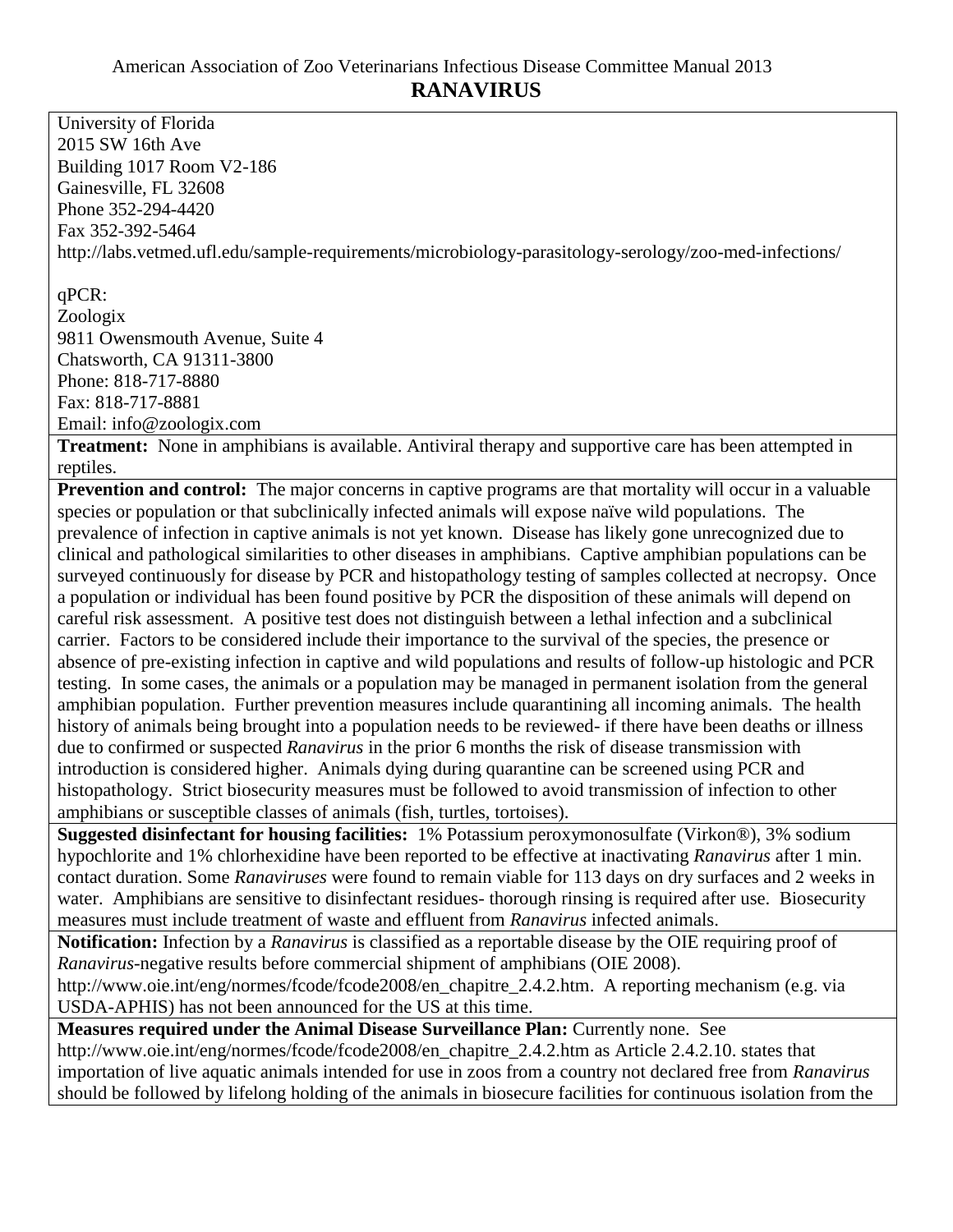University of Florida
2015 SW 16th Ave
Building 1017 Room V2-186
Gainesville, FL 32608
Phone 352-294-4420
Fax 352-392-5464
http://labs.vetmed.ufl.edu/sample-requirements/microbiology-parasitology-serology/zoo-med-infections/

qPCR:
Zoologix
9811 Owensmouth Avenue, Suite 4
Chatsworth, CA 91311-3800
Phone: 818-717-8880
Fax: 818-717-8881
Email: info@zoologix.com

**Treatment:** None in amphibians is available. Antiviral therapy and supportive care has been attempted in reptiles.

**Prevention and control:** The major concerns in captive programs are that mortality will occur in a valuable species or population or that subclinically infected animals will expose naïve wild populations. The prevalence of infection in captive animals is not yet known. Disease has likely gone unrecognized due to clinical and pathological similarities to other diseases in amphibians. Captive amphibian populations can be surveyed continuously for disease by PCR and histopathology testing of samples collected at necropsy. Once a population or individual has been found positive by PCR the disposition of these animals will depend on careful risk assessment. A positive test does not distinguish between a lethal infection and a subclinical carrier. Factors to be considered include their importance to the survival of the species, the presence or absence of pre-existing infection in captive and wild populations and results of follow-up histologic and PCR testing. In some cases, the animals or a population may be managed in permanent isolation from the general amphibian population. Further prevention measures include quarantining all incoming animals. The health history of animals being brought into a population needs to be reviewed- if there have been deaths or illness due to confirmed or suspected *Ranavirus* in the prior 6 months the risk of disease transmission with introduction is considered higher. Animals dying during quarantine can be screened using PCR and histopathology. Strict biosecurity measures must be followed to avoid transmission of infection to other amphibians or susceptible classes of animals (fish, turtles, tortoises).

**Suggested disinfectant for housing facilities:** 1% Potassium peroxymonosulfate (Virkon®), 3% sodium hypochlorite and 1% chlorhexidine have been reported to be effective at inactivating *Ranavirus* after 1 min. contact duration. Some *Ranaviruses* were found to remain viable for 113 days on dry surfaces and 2 weeks in water. Amphibians are sensitive to disinfectant residues- thorough rinsing is required after use. Biosecurity measures must include treatment of waste and effluent from *Ranavirus* infected animals.

**Notification:** Infection by a *Ranavirus* is classified as a reportable disease by the OIE requiring proof of *Ranavirus*-negative results before commercial shipment of amphibians (OIE 2008). http://www.oie.int/eng/normes/fcode/fcode2008/en_chapitre_2.4.2.htm. A reporting mechanism (e.g. via USDA-APHIS) has not been announced for the US at this time.

**Measures required under the Animal Disease Surveillance Plan:** Currently none. See http://www.oie.int/eng/normes/fcode/fcode2008/en_chapitre_2.4.2.htm as Article 2.4.2.10. states that importation of live aquatic animals intended for use in zoos from a country not declared free from *Ranavirus* should be followed by lifelong holding of the animals in biosecure facilities for continuous isolation from the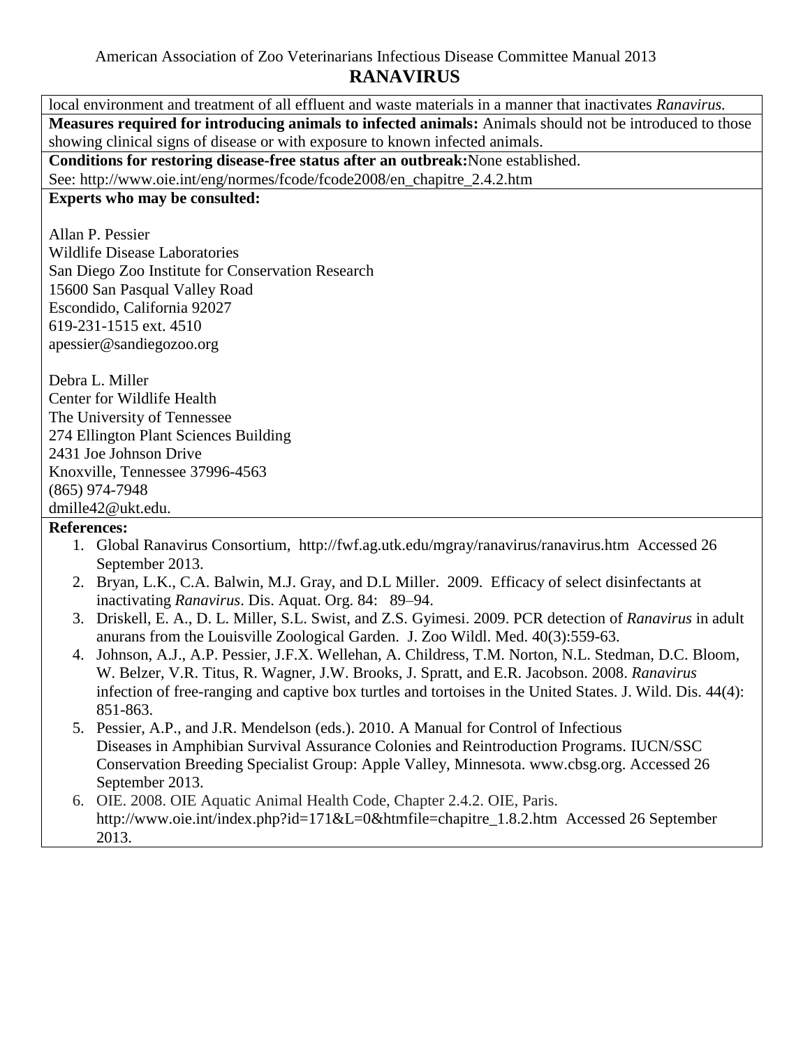local environment and treatment of all effluent and waste materials in a manner that inactivates *Ranavirus.*

**Measures required for introducing animals to infected animals:** Animals should not be introduced to those showing clinical signs of disease or with exposure to known infected animals.

**Conditions for restoring disease-free status after an outbreak:**None established.
See: http://www.oie.int/eng/normes/fcode/fcode2008/en_chapitre_2.4.2.htm

**Experts who may be consulted:**

Allan P. Pessier
Wildlife Disease Laboratories
San Diego Zoo Institute for Conservation Research
15600 San Pasqual Valley Road
Escondido, California 92027
619-231-1515 ext. 4510
apessier@sandiegozoo.org

Debra L. Miller
Center for Wildlife Health
The University of Tennessee
274 Ellington Plant Sciences Building
2431 Joe Johnson Drive
Knoxville, Tennessee 37996-4563
(865) 974-7948
dmille42@ukt.edu.

**References:**

1. Global Ranavirus Consortium, http://fwf.ag.utk.edu/mgray/ranavirus/ranavirus.htm Accessed 26 September 2013.
2. Bryan, L.K., C.A. Balwin, M.J. Gray, and D.L Miller. 2009. Efficacy of select disinfectants at inactivating *Ranavirus*. Dis. Aquat. Org. 84: 89–94.
3. Driskell, E. A., D. L. Miller, S.L. Swist, and Z.S. Gyimesi. 2009. PCR detection of *Ranavirus* in adult anurans from the Louisville Zoological Garden. J. Zoo Wildl. Med. 40(3):559-63.
4. Johnson, A.J., A.P. Pessier, J.F.X. Wellehan, A. Childress, T.M. Norton, N.L. Stedman, D.C. Bloom, W. Belzer, V.R. Titus, R. Wagner, J.W. Brooks, J. Spratt, and E.R. Jacobson. 2008. *Ranavirus* infection of free-ranging and captive box turtles and tortoises in the United States. J. Wild. Dis. 44(4): 851-863.
5. Pessier, A.P., and J.R. Mendelson (eds.). 2010. A Manual for Control of Infectious Diseases in Amphibian Survival Assurance Colonies and Reintroduction Programs. IUCN/SSC Conservation Breeding Specialist Group: Apple Valley, Minnesota. www.cbsg.org. Accessed 26 September 2013.
6. OIE. 2008. OIE Aquatic Animal Health Code, Chapter 2.4.2. OIE, Paris. http://www.oie.int/index.php?id=171&L=0&htmfile=chapitre_1.8.2.htm Accessed 26 September 2013.